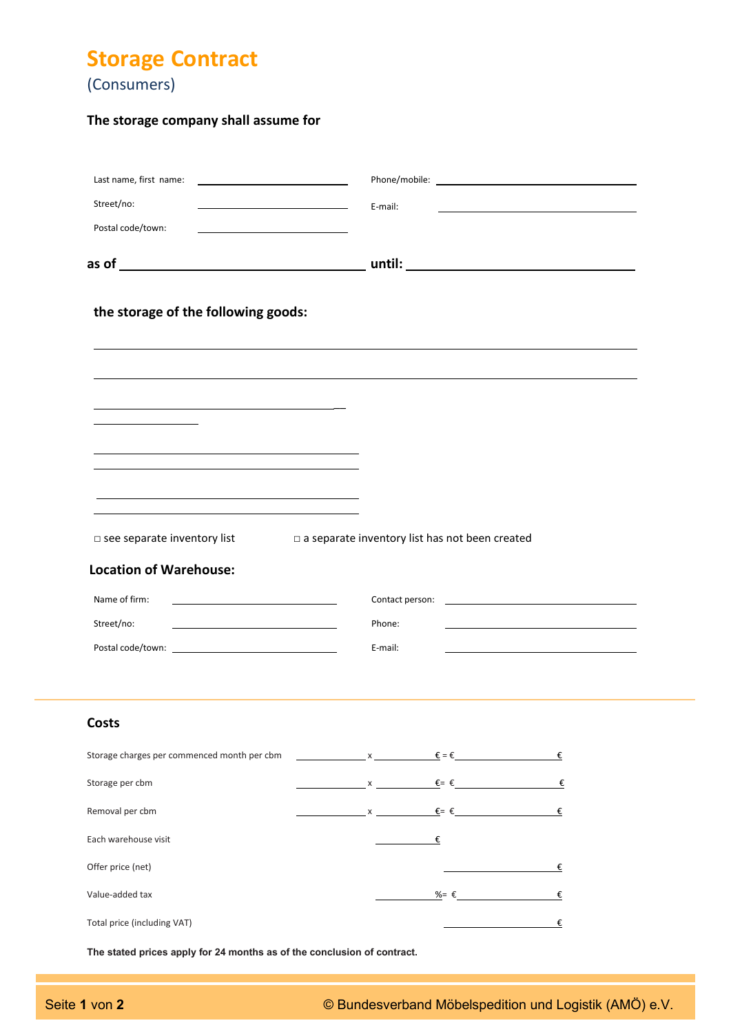# Storage Contract

(Consumers)

**The storage company shall assume for**

| | | | |
|---|---|---|---|
| Last name, first name: | | Phone/mobile: | |
| Street/no: | | E-mail: | |
| Postal code/town: | | | |

**as of** ______________________ **until:** ______________________

**the storage of the following goods:**

______________________________________________

______________________________________________

______________________________________________

______________________________________________

______________________________________________

______________________________________________

______________________________________________

□ see separate inventory list □ a separate inventory list has not been created

## Location of Warehouse:

| | | | |
|---|---|---|---|
| Name of firm: | | Contact person: | |
| Street/no: | | Phone: | |
| Postal code/town: | | E-mail: | |

## Costs

| | | | |
|---|---|---|---|
| Storage charges per commenced month per cbm | ______ x | ______ € = € | ______ € |
| Storage per cbm | ______ x | ______ €= € | ______ € |
| Removal per cbm | ______ x | ______ €= € | ______ € |
| Each warehouse visit | | ______ € | |
| Offer price (net) | | | ______ € |
| Value-added tax | | ______ %= € | ______ € |
| Total price (including VAT) | | | ______ € |

**The stated prices apply for 24 months as of the conclusion of contract.**

© Bundesverband Möbelspedition und Logistik (AMÖ) e.V.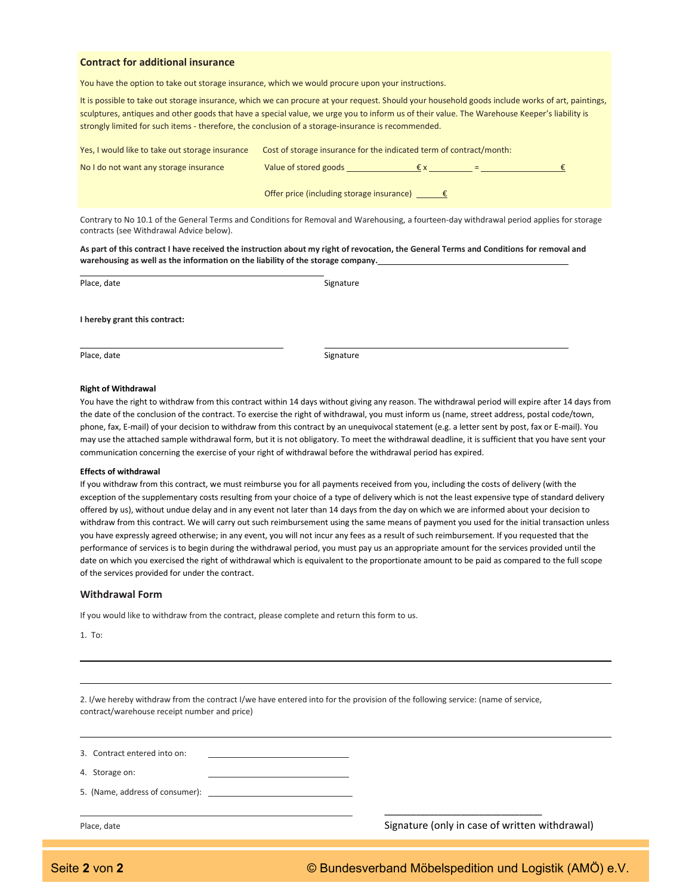## Contract for additional insurance

You have the option to take out storage insurance, which we would procure upon your instructions.

It is possible to take out storage insurance, which we can procure at your request. Should your household goods include works of art, paintings, sculptures, antiques and other goods that have a special value, we urge you to inform us of their value. The Warehouse Keeper's liability is strongly limited for such items - therefore, the conclusion of a storage-insurance is recommended.

Yes, I would like to take out storage insurance

No I do not want any storage insurance

Cost of storage insurance for the indicated term of contract/month:

Value of stored goods ______________ € x _________ = _________________ €

Offer price (including storage insurance) _____ €

Contrary to No 10.1 of the General Terms and Conditions for Removal and Warehousing, a fourteen-day withdrawal period applies for storage contracts (see Withdrawal Advice below).

**As part of this contract I have received the instruction about my right of revocation, the General Terms and Conditions for removal and warehousing as well as the information on the liability of the storage company.**

Place, date ______________________ Signature ______________________

**I hereby grant this contract:**

Place, date ______________________ Signature ______________________

#### Right of Withdrawal

You have the right to withdraw from this contract within 14 days without giving any reason. The withdrawal period will expire after 14 days from the date of the conclusion of the contract. To exercise the right of withdrawal, you must inform us (name, street address, postal code/town, phone, fax, E-mail) of your decision to withdraw from this contract by an unequivocal statement (e.g. a letter sent by post, fax or E-mail). You may use the attached sample withdrawal form, but it is not obligatory. To meet the withdrawal deadline, it is sufficient that you have sent your communication concerning the exercise of your right of withdrawal before the withdrawal period has expired.

#### Effects of withdrawal

If you withdraw from this contract, we must reimburse you for all payments received from you, including the costs of delivery (with the exception of the supplementary costs resulting from your choice of a type of delivery which is not the least expensive type of standard delivery offered by us), without undue delay and in any event not later than 14 days from the day on which we are informed about your decision to withdraw from this contract. We will carry out such reimbursement using the same means of payment you used for the initial transaction unless you have expressly agreed otherwise; in any event, you will not incur any fees as a result of such reimbursement. If you requested that the performance of services is to begin during the withdrawal period, you must pay us an appropriate amount for the services provided until the date on which you exercised the right of withdrawal which is equivalent to the proportionate amount to be paid as compared to the full scope of the services provided for under the contract.

## Withdrawal Form

If you would like to withdraw from the contract, please complete and return this form to us.

1. To:

______________________________________________

______________________________________________

2. I/we hereby withdraw from the contract I/we have entered into for the provision of the following service: (name of service, contract/warehouse receipt number and price)

______________________________________________

3. Contract entered into on: ______________________
4. Storage on: ______________________
5. (Name, address of consumer): ______________________

Place, date ______________________ Signature (only in case of written withdrawal) ______________________

© Bundesverband Möbelspedition und Logistik (AMÖ) e.V.